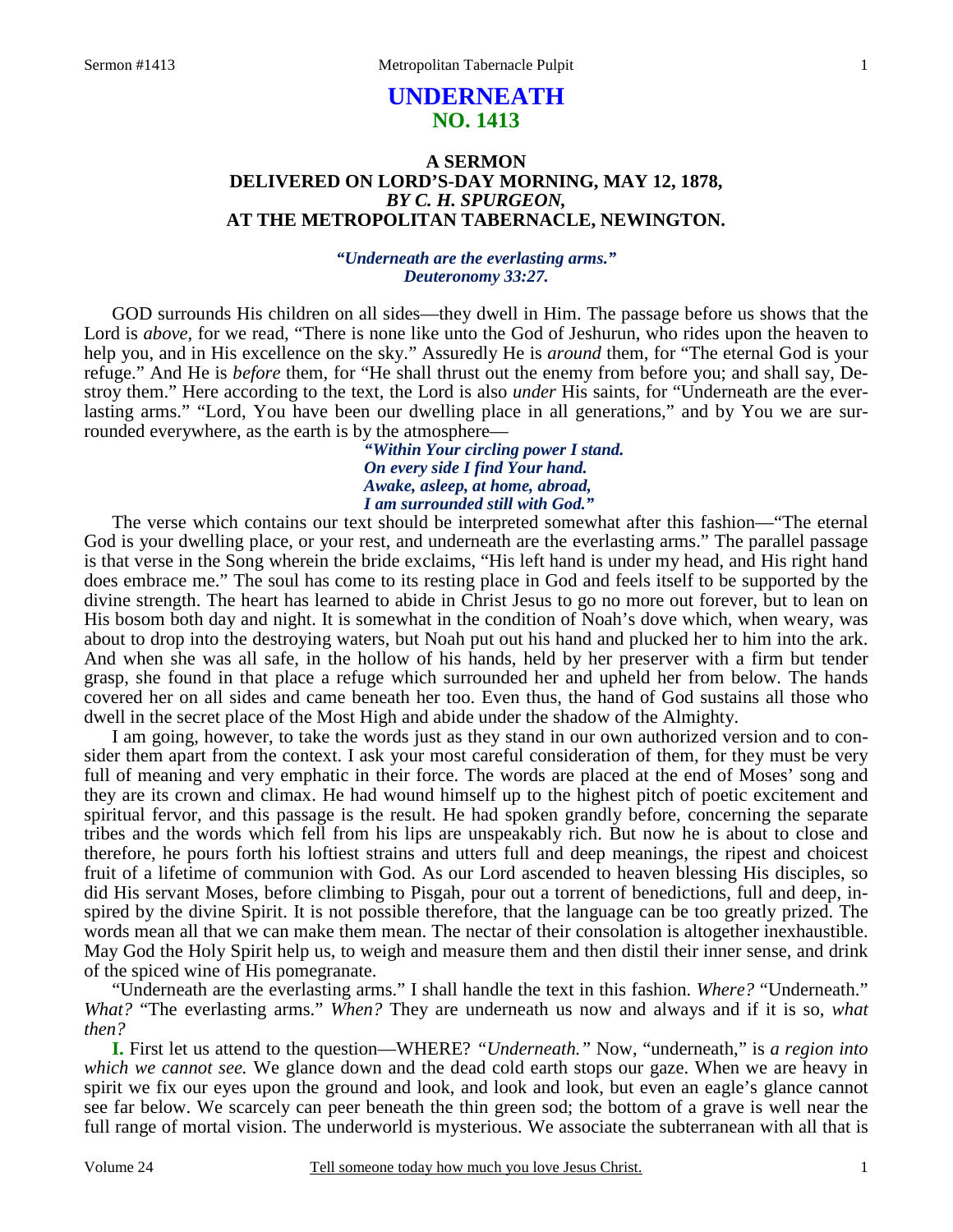# UNDERNEATH
## NO. 1413

### A SERMON
### DELIVERED ON LORD'S-DAY MORNING, MAY 12, 1878,
### *BY C. H. SPURGEON,*
### AT THE METROPOLITAN TABERNACLE, NEWINGTON.

***"Underneath are the everlasting arms." Deuteronomy 33:27.***

GOD surrounds His children on all sides—they dwell in Him. The passage before us shows that the Lord is *above,* for we read, "There is none like unto the God of Jeshurun, who rides upon the heaven to help you, and in His excellence on the sky." Assuredly He is *around* them, for "The eternal God is your refuge." And He is *before* them, for "He shall thrust out the enemy from before you; and shall say, Destroy them." Here according to the text, the Lord is also *under* His saints, for "Underneath are the everlasting arms." "Lord, You have been our dwelling place in all generations," and by You we are surrounded everywhere, as the earth is by the atmosphere—

> ***"Within Your circling power I stand.***
> ***On every side I find Your hand.***
> ***Awake, asleep, at home, abroad,***
> ***I am surrounded still with God."***

The verse which contains our text should be interpreted somewhat after this fashion—"The eternal God is your dwelling place, or your rest, and underneath are the everlasting arms." The parallel passage is that verse in the Song wherein the bride exclaims, "His left hand is under my head, and His right hand does embrace me." The soul has come to its resting place in God and feels itself to be supported by the divine strength. The heart has learned to abide in Christ Jesus to go no more out forever, but to lean on His bosom both day and night. It is somewhat in the condition of Noah's dove which, when weary, was about to drop into the destroying waters, but Noah put out his hand and plucked her to him into the ark. And when she was all safe, in the hollow of his hands, held by her preserver with a firm but tender grasp, she found in that place a refuge which surrounded her and upheld her from below. The hands covered her on all sides and came beneath her too. Even thus, the hand of God sustains all those who dwell in the secret place of the Most High and abide under the shadow of the Almighty.

I am going, however, to take the words just as they stand in our own authorized version and to consider them apart from the context. I ask your most careful consideration of them, for they must be very full of meaning and very emphatic in their force. The words are placed at the end of Moses' song and they are its crown and climax. He had wound himself up to the highest pitch of poetic excitement and spiritual fervor, and this passage is the result. He had spoken grandly before, concerning the separate tribes and the words which fell from his lips are unspeakably rich. But now he is about to close and therefore, he pours forth his loftiest strains and utters full and deep meanings, the ripest and choicest fruit of a lifetime of communion with God. As our Lord ascended to heaven blessing His disciples, so did His servant Moses, before climbing to Pisgah, pour out a torrent of benedictions, full and deep, inspired by the divine Spirit. It is not possible therefore, that the language can be too greatly prized. The words mean all that we can make them mean. The nectar of their consolation is altogether inexhaustible. May God the Holy Spirit help us, to weigh and measure them and then distil their inner sense, and drink of the spiced wine of His pomegranate.

"Underneath are the everlasting arms." I shall handle the text in this fashion. *Where?* "Underneath." *What?* "The everlasting arms." *When?* They are underneath us now and always and if it is so, *what then?*

**I.** First let us attend to the question—WHERE? *"Underneath."* Now, "underneath," is *a region into which we cannot see.* We glance down and the dead cold earth stops our gaze. When we are heavy in spirit we fix our eyes upon the ground and look, and look and look, but even an eagle's glance cannot see far below. We scarcely can peer beneath the thin green sod; the bottom of a grave is well near the full range of mortal vision. The underworld is mysterious. We associate the subterranean with all that is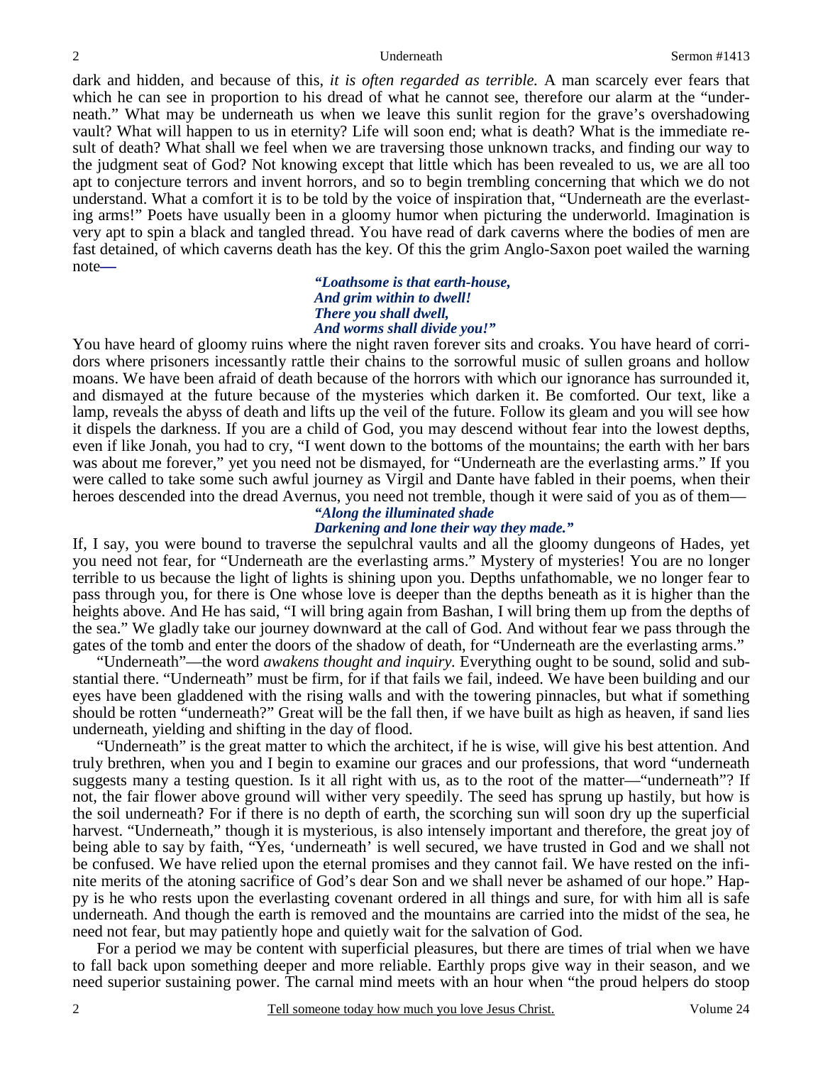dark and hidden, and because of this, *it is often regarded as terrible.* A man scarcely ever fears that which he can see in proportion to his dread of what he cannot see, therefore our alarm at the "underneath." What may be underneath us when we leave this sunlit region for the grave's overshadowing vault? What will happen to us in eternity? Life will soon end; what is death? What is the immediate result of death? What shall we feel when we are traversing those unknown tracks, and finding our way to the judgment seat of God? Not knowing except that little which has been revealed to us, we are all too apt to conjecture terrors and invent horrors, and so to begin trembling concerning that which we do not understand. What a comfort it is to be told by the voice of inspiration that, "Underneath are the everlasting arms!" Poets have usually been in a gloomy humor when picturing the underworld. Imagination is very apt to spin a black and tangled thread. You have read of dark caverns where the bodies of men are fast detained, of which caverns death has the key. Of this the grim Anglo-Saxon poet wailed the warning note**—**

> ***"Loathsome is that earth-house,***
> ***And grim within to dwell!***
> ***There you shall dwell,***
> ***And worms shall divide you!"***

You have heard of gloomy ruins where the night raven forever sits and croaks. You have heard of corridors where prisoners incessantly rattle their chains to the sorrowful music of sullen groans and hollow moans. We have been afraid of death because of the horrors with which our ignorance has surrounded it, and dismayed at the future because of the mysteries which darken it. Be comforted. Our text, like a lamp, reveals the abyss of death and lifts up the veil of the future. Follow its gleam and you will see how it dispels the darkness. If you are a child of God, you may descend without fear into the lowest depths, even if like Jonah, you had to cry, "I went down to the bottoms of the mountains; the earth with her bars was about me forever," yet you need not be dismayed, for "Underneath are the everlasting arms." If you were called to take some such awful journey as Virgil and Dante have fabled in their poems, when their heroes descended into the dread Avernus, you need not tremble, though it were said of you as of them—

> ***"Along the illuminated shade***
> ***Darkening and lone their way they made."***

If, I say, you were bound to traverse the sepulchral vaults and all the gloomy dungeons of Hades, yet you need not fear, for "Underneath are the everlasting arms." Mystery of mysteries! You are no longer terrible to us because the light of lights is shining upon you. Depths unfathomable, we no longer fear to pass through you, for there is One whose love is deeper than the depths beneath as it is higher than the heights above. And He has said, "I will bring again from Bashan, I will bring them up from the depths of the sea." We gladly take our journey downward at the call of God. And without fear we pass through the gates of the tomb and enter the doors of the shadow of death, for "Underneath are the everlasting arms."

"Underneath"—the word *awakens thought and inquiry.* Everything ought to be sound, solid and substantial there. "Underneath" must be firm, for if that fails we fail, indeed. We have been building and our eyes have been gladdened with the rising walls and with the towering pinnacles, but what if something should be rotten "underneath?" Great will be the fall then, if we have built as high as heaven, if sand lies underneath, yielding and shifting in the day of flood.

"Underneath" is the great matter to which the architect, if he is wise, will give his best attention. And truly brethren, when you and I begin to examine our graces and our professions, that word "underneath suggests many a testing question. Is it all right with us, as to the root of the matter—"underneath"? If not, the fair flower above ground will wither very speedily. The seed has sprung up hastily, but how is the soil underneath? For if there is no depth of earth, the scorching sun will soon dry up the superficial harvest. "Underneath," though it is mysterious, is also intensely important and therefore, the great joy of being able to say by faith, "Yes, 'underneath' is well secured, we have trusted in God and we shall not be confused. We have relied upon the eternal promises and they cannot fail. We have rested on the infinite merits of the atoning sacrifice of God's dear Son and we shall never be ashamed of our hope." Happy is he who rests upon the everlasting covenant ordered in all things and sure, for with him all is safe underneath. And though the earth is removed and the mountains are carried into the midst of the sea, he need not fear, but may patiently hope and quietly wait for the salvation of God.

For a period we may be content with superficial pleasures, but there are times of trial when we have to fall back upon something deeper and more reliable. Earthly props give way in their season, and we need superior sustaining power. The carnal mind meets with an hour when "the proud helpers do stoop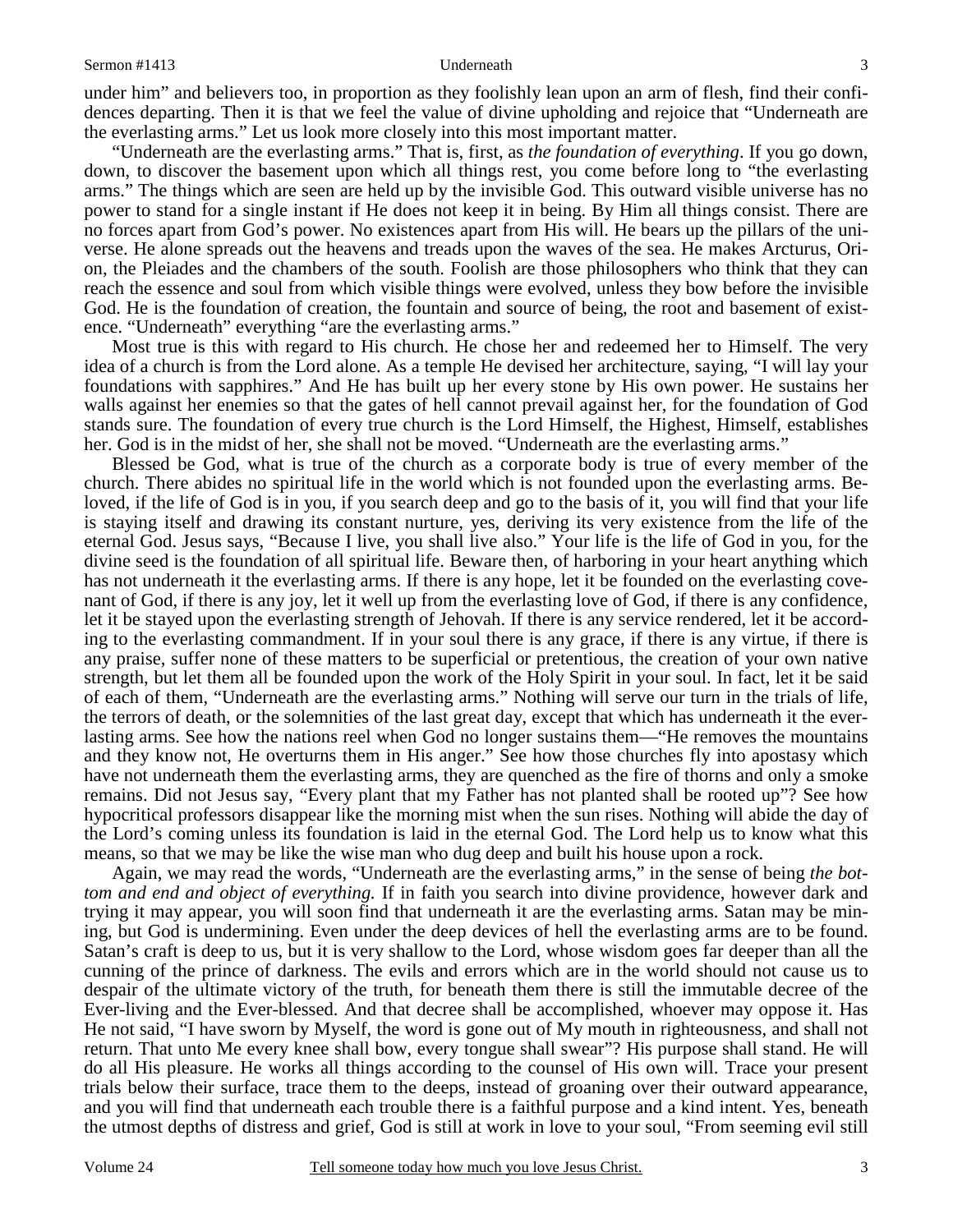under him" and believers too, in proportion as they foolishly lean upon an arm of flesh, find their confidences departing. Then it is that we feel the value of divine upholding and rejoice that "Underneath are the everlasting arms." Let us look more closely into this most important matter.

"Underneath are the everlasting arms." That is, first, as *the foundation of everything*. If you go down, down, to discover the basement upon which all things rest, you come before long to "the everlasting arms." The things which are seen are held up by the invisible God. This outward visible universe has no power to stand for a single instant if He does not keep it in being. By Him all things consist. There are no forces apart from God's power. No existences apart from His will. He bears up the pillars of the universe. He alone spreads out the heavens and treads upon the waves of the sea. He makes Arcturus, Orion, the Pleiades and the chambers of the south. Foolish are those philosophers who think that they can reach the essence and soul from which visible things were evolved, unless they bow before the invisible God. He is the foundation of creation, the fountain and source of being, the root and basement of existence. "Underneath" everything "are the everlasting arms."

Most true is this with regard to His church. He chose her and redeemed her to Himself. The very idea of a church is from the Lord alone. As a temple He devised her architecture, saying, "I will lay your foundations with sapphires." And He has built up her every stone by His own power. He sustains her walls against her enemies so that the gates of hell cannot prevail against her, for the foundation of God stands sure. The foundation of every true church is the Lord Himself, the Highest, Himself, establishes her. God is in the midst of her, she shall not be moved. "Underneath are the everlasting arms."

Blessed be God, what is true of the church as a corporate body is true of every member of the church. There abides no spiritual life in the world which is not founded upon the everlasting arms. Beloved, if the life of God is in you, if you search deep and go to the basis of it, you will find that your life is staying itself and drawing its constant nurture, yes, deriving its very existence from the life of the eternal God. Jesus says, "Because I live, you shall live also." Your life is the life of God in you, for the divine seed is the foundation of all spiritual life. Beware then, of harboring in your heart anything which has not underneath it the everlasting arms. If there is any hope, let it be founded on the everlasting covenant of God, if there is any joy, let it well up from the everlasting love of God, if there is any confidence, let it be stayed upon the everlasting strength of Jehovah. If there is any service rendered, let it be according to the everlasting commandment. If in your soul there is any grace, if there is any virtue, if there is any praise, suffer none of these matters to be superficial or pretentious, the creation of your own native strength, but let them all be founded upon the work of the Holy Spirit in your soul. In fact, let it be said of each of them, "Underneath are the everlasting arms." Nothing will serve our turn in the trials of life, the terrors of death, or the solemnities of the last great day, except that which has underneath it the everlasting arms. See how the nations reel when God no longer sustains them—"He removes the mountains and they know not, He overturns them in His anger." See how those churches fly into apostasy which have not underneath them the everlasting arms, they are quenched as the fire of thorns and only a smoke remains. Did not Jesus say, "Every plant that my Father has not planted shall be rooted up"? See how hypocritical professors disappear like the morning mist when the sun rises. Nothing will abide the day of the Lord's coming unless its foundation is laid in the eternal God. The Lord help us to know what this means, so that we may be like the wise man who dug deep and built his house upon a rock.

Again, we may read the words, "Underneath are the everlasting arms," in the sense of being *the bottom and end and object of everything.* If in faith you search into divine providence, however dark and trying it may appear, you will soon find that underneath it are the everlasting arms. Satan may be mining, but God is undermining. Even under the deep devices of hell the everlasting arms are to be found. Satan's craft is deep to us, but it is very shallow to the Lord, whose wisdom goes far deeper than all the cunning of the prince of darkness. The evils and errors which are in the world should not cause us to despair of the ultimate victory of the truth, for beneath them there is still the immutable decree of the Ever-living and the Ever-blessed. And that decree shall be accomplished, whoever may oppose it. Has He not said, "I have sworn by Myself, the word is gone out of My mouth in righteousness, and shall not return. That unto Me every knee shall bow, every tongue shall swear"? His purpose shall stand. He will do all His pleasure. He works all things according to the counsel of His own will. Trace your present trials below their surface, trace them to the deeps, instead of groaning over their outward appearance, and you will find that underneath each trouble there is a faithful purpose and a kind intent. Yes, beneath the utmost depths of distress and grief, God is still at work in love to your soul, "From seeming evil still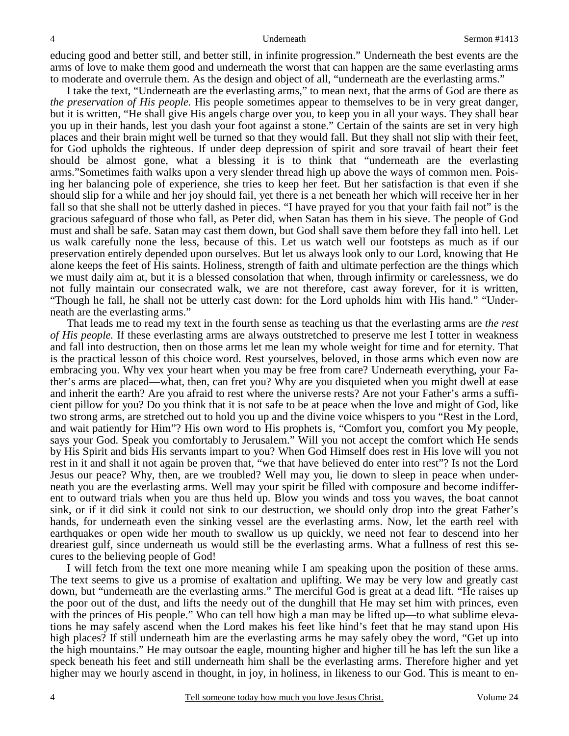educing good and better still, and better still, in infinite progression." Underneath the best events are the arms of love to make them good and underneath the worst that can happen are the same everlasting arms to moderate and overrule them. As the design and object of all, "underneath are the everlasting arms."

I take the text, "Underneath are the everlasting arms," to mean next, that the arms of God are there as *the preservation of His people.* His people sometimes appear to themselves to be in very great danger, but it is written, "He shall give His angels charge over you, to keep you in all your ways. They shall bear you up in their hands, lest you dash your foot against a stone." Certain of the saints are set in very high places and their brain might well be turned so that they would fall. But they shall not slip with their feet, for God upholds the righteous. If under deep depression of spirit and sore travail of heart their feet should be almost gone, what a blessing it is to think that "underneath are the everlasting arms."Sometimes faith walks upon a very slender thread high up above the ways of common men. Poising her balancing pole of experience, she tries to keep her feet. But her satisfaction is that even if she should slip for a while and her joy should fail, yet there is a net beneath her which will receive her in her fall so that she shall not be utterly dashed in pieces. "I have prayed for you that your faith fail not" is the gracious safeguard of those who fall, as Peter did, when Satan has them in his sieve. The people of God must and shall be safe. Satan may cast them down, but God shall save them before they fall into hell. Let us walk carefully none the less, because of this. Let us watch well our footsteps as much as if our preservation entirely depended upon ourselves. But let us always look only to our Lord, knowing that He alone keeps the feet of His saints. Holiness, strength of faith and ultimate perfection are the things which we must daily aim at, but it is a blessed consolation that when, through infirmity or carelessness, we do not fully maintain our consecrated walk, we are not therefore, cast away forever, for it is written, "Though he fall, he shall not be utterly cast down: for the Lord upholds him with His hand." "Underneath are the everlasting arms."

That leads me to read my text in the fourth sense as teaching us that the everlasting arms are *the rest of His people.* If these everlasting arms are always outstretched to preserve me lest I totter in weakness and fall into destruction, then on those arms let me lean my whole weight for time and for eternity. That is the practical lesson of this choice word. Rest yourselves, beloved, in those arms which even now are embracing you. Why vex your heart when you may be free from care? Underneath everything, your Father's arms are placed—what, then, can fret you? Why are you disquieted when you might dwell at ease and inherit the earth? Are you afraid to rest where the universe rests? Are not your Father's arms a sufficient pillow for you? Do you think that it is not safe to be at peace when the love and might of God, like two strong arms, are stretched out to hold you up and the divine voice whispers to you "Rest in the Lord, and wait patiently for Him"? His own word to His prophets is, "Comfort you, comfort you My people, says your God. Speak you comfortably to Jerusalem." Will you not accept the comfort which He sends by His Spirit and bids His servants impart to you? When God Himself does rest in His love will you not rest in it and shall it not again be proven that, "we that have believed do enter into rest"? Is not the Lord Jesus our peace? Why, then, are we troubled? Well may you, lie down to sleep in peace when underneath you are the everlasting arms. Well may your spirit be filled with composure and become indifferent to outward trials when you are thus held up. Blow you winds and toss you waves, the boat cannot sink, or if it did sink it could not sink to our destruction, we should only drop into the great Father's hands, for underneath even the sinking vessel are the everlasting arms. Now, let the earth reel with earthquakes or open wide her mouth to swallow us up quickly, we need not fear to descend into her dreariest gulf, since underneath us would still be the everlasting arms. What a fullness of rest this secures to the believing people of God!

I will fetch from the text one more meaning while I am speaking upon the position of these arms. The text seems to give us a promise of exaltation and uplifting. We may be very low and greatly cast down, but "underneath are the everlasting arms." The merciful God is great at a dead lift. "He raises up the poor out of the dust, and lifts the needy out of the dunghill that He may set him with princes, even with the princes of His people." Who can tell how high a man may be lifted up—to what sublime elevations he may safely ascend when the Lord makes his feet like hind's feet that he may stand upon His high places? If still underneath him are the everlasting arms he may safely obey the word, "Get up into the high mountains." He may outsoar the eagle, mounting higher and higher till he has left the sun like a speck beneath his feet and still underneath him shall be the everlasting arms. Therefore higher and yet higher may we hourly ascend in thought, in joy, in holiness, in likeness to our God. This is meant to en-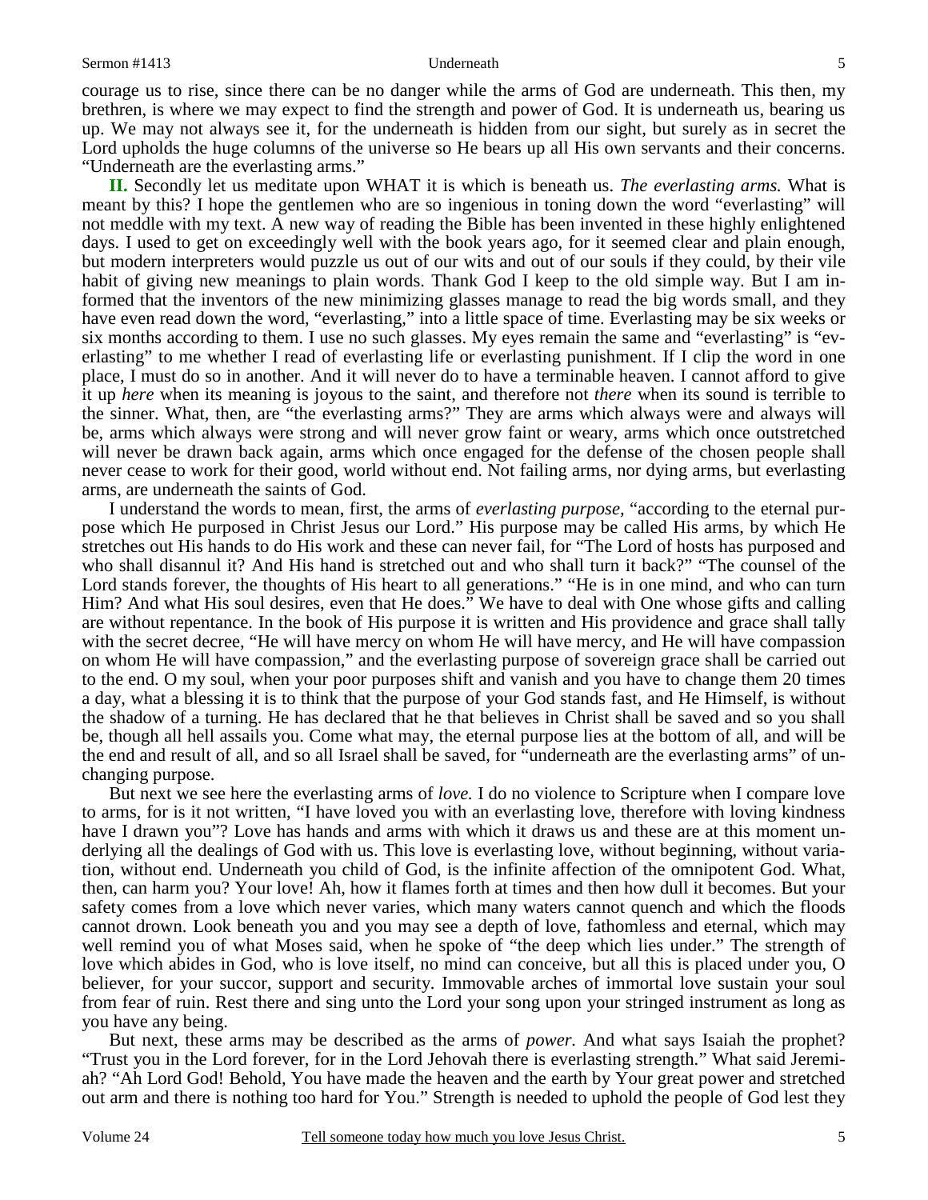courage us to rise, since there can be no danger while the arms of God are underneath. This then, my brethren, is where we may expect to find the strength and power of God. It is underneath us, bearing us up. We may not always see it, for the underneath is hidden from our sight, but surely as in secret the Lord upholds the huge columns of the universe so He bears up all His own servants and their concerns. "Underneath are the everlasting arms."

**II.** Secondly let us meditate upon WHAT it is which is beneath us. *The everlasting arms.* What is meant by this? I hope the gentlemen who are so ingenious in toning down the word "everlasting" will not meddle with my text. A new way of reading the Bible has been invented in these highly enlightened days. I used to get on exceedingly well with the book years ago, for it seemed clear and plain enough, but modern interpreters would puzzle us out of our wits and out of our souls if they could, by their vile habit of giving new meanings to plain words. Thank God I keep to the old simple way. But I am informed that the inventors of the new minimizing glasses manage to read the big words small, and they have even read down the word, "everlasting," into a little space of time. Everlasting may be six weeks or six months according to them. I use no such glasses. My eyes remain the same and "everlasting" is "everlasting" to me whether I read of everlasting life or everlasting punishment. If I clip the word in one place, I must do so in another. And it will never do to have a terminable heaven. I cannot afford to give it up *here* when its meaning is joyous to the saint, and therefore not *there* when its sound is terrible to the sinner. What, then, are "the everlasting arms?" They are arms which always were and always will be, arms which always were strong and will never grow faint or weary, arms which once outstretched will never be drawn back again, arms which once engaged for the defense of the chosen people shall never cease to work for their good, world without end. Not failing arms, nor dying arms, but everlasting arms, are underneath the saints of God.

I understand the words to mean, first, the arms of *everlasting purpose,* "according to the eternal purpose which He purposed in Christ Jesus our Lord." His purpose may be called His arms, by which He stretches out His hands to do His work and these can never fail, for "The Lord of hosts has purposed and who shall disannul it? And His hand is stretched out and who shall turn it back?" "The counsel of the Lord stands forever, the thoughts of His heart to all generations." "He is in one mind, and who can turn Him? And what His soul desires, even that He does." We have to deal with One whose gifts and calling are without repentance. In the book of His purpose it is written and His providence and grace shall tally with the secret decree, "He will have mercy on whom He will have mercy, and He will have compassion on whom He will have compassion," and the everlasting purpose of sovereign grace shall be carried out to the end. O my soul, when your poor purposes shift and vanish and you have to change them 20 times a day, what a blessing it is to think that the purpose of your God stands fast, and He Himself, is without the shadow of a turning. He has declared that he that believes in Christ shall be saved and so you shall be, though all hell assails you. Come what may, the eternal purpose lies at the bottom of all, and will be the end and result of all, and so all Israel shall be saved, for "underneath are the everlasting arms" of unchanging purpose.

But next we see here the everlasting arms of *love.* I do no violence to Scripture when I compare love to arms, for is it not written, "I have loved you with an everlasting love, therefore with loving kindness have I drawn you"? Love has hands and arms with which it draws us and these are at this moment underlying all the dealings of God with us. This love is everlasting love, without beginning, without variation, without end. Underneath you child of God, is the infinite affection of the omnipotent God. What, then, can harm you? Your love! Ah, how it flames forth at times and then how dull it becomes. But your safety comes from a love which never varies, which many waters cannot quench and which the floods cannot drown. Look beneath you and you may see a depth of love, fathomless and eternal, which may well remind you of what Moses said, when he spoke of "the deep which lies under." The strength of love which abides in God, who is love itself, no mind can conceive, but all this is placed under you, O believer, for your succor, support and security. Immovable arches of immortal love sustain your soul from fear of ruin. Rest there and sing unto the Lord your song upon your stringed instrument as long as you have any being.

But next, these arms may be described as the arms of *power.* And what says Isaiah the prophet? "Trust you in the Lord forever, for in the Lord Jehovah there is everlasting strength." What said Jeremiah? "Ah Lord God! Behold, You have made the heaven and the earth by Your great power and stretched out arm and there is nothing too hard for You." Strength is needed to uphold the people of God lest they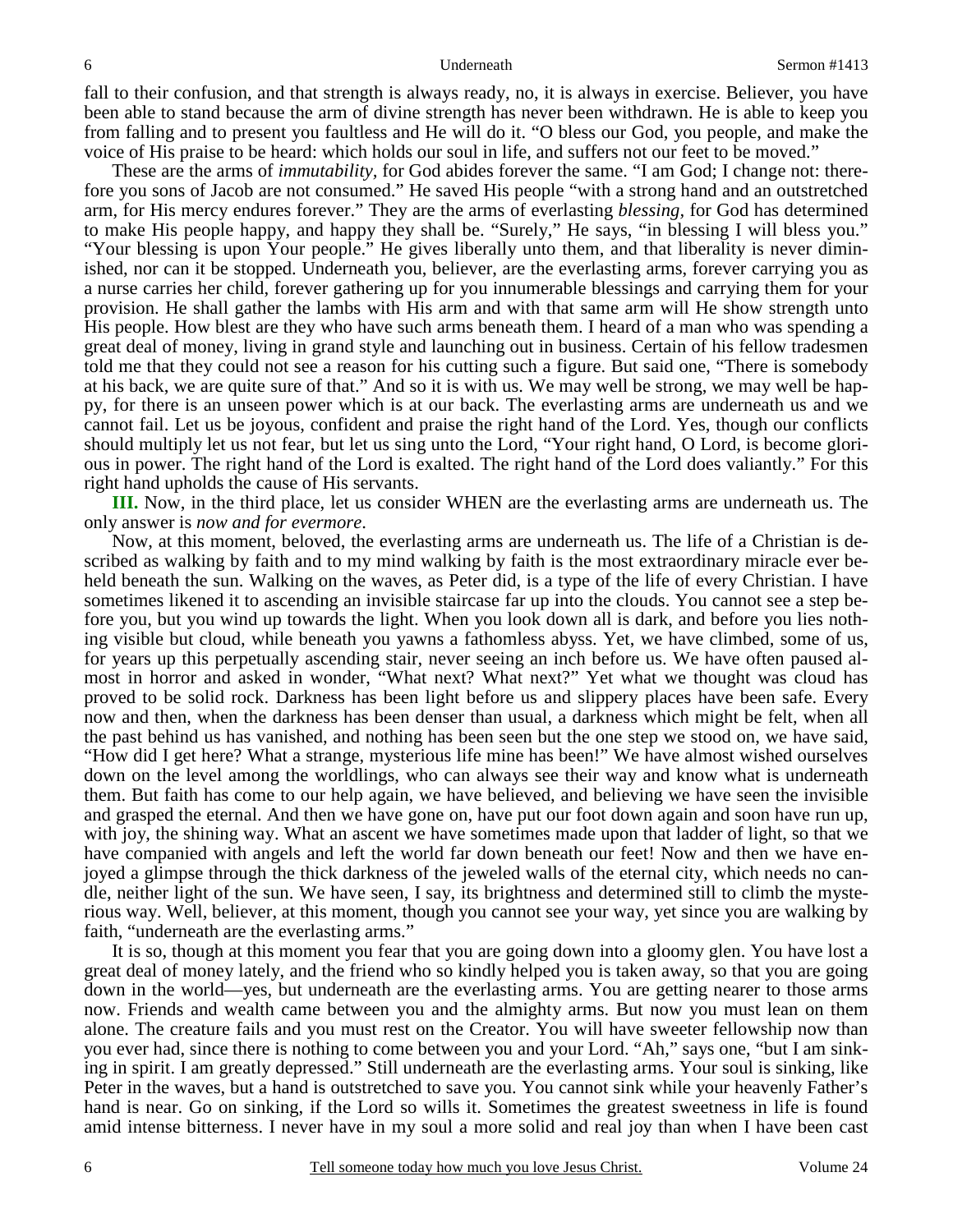fall to their confusion, and that strength is always ready, no, it is always in exercise. Believer, you have been able to stand because the arm of divine strength has never been withdrawn. He is able to keep you from falling and to present you faultless and He will do it. "O bless our God, you people, and make the voice of His praise to be heard: which holds our soul in life, and suffers not our feet to be moved."

These are the arms of *immutability,* for God abides forever the same. "I am God; I change not: therefore you sons of Jacob are not consumed." He saved His people "with a strong hand and an outstretched arm, for His mercy endures forever." They are the arms of everlasting *blessing*, for God has determined to make His people happy, and happy they shall be. "Surely," He says, "in blessing I will bless you." "Your blessing is upon Your people." He gives liberally unto them, and that liberality is never diminished, nor can it be stopped. Underneath you, believer, are the everlasting arms, forever carrying you as a nurse carries her child, forever gathering up for you innumerable blessings and carrying them for your provision. He shall gather the lambs with His arm and with that same arm will He show strength unto His people. How blest are they who have such arms beneath them. I heard of a man who was spending a great deal of money, living in grand style and launching out in business. Certain of his fellow tradesmen told me that they could not see a reason for his cutting such a figure. But said one, "There is somebody at his back, we are quite sure of that." And so it is with us. We may well be strong, we may well be happy, for there is an unseen power which is at our back. The everlasting arms are underneath us and we cannot fail. Let us be joyous, confident and praise the right hand of the Lord. Yes, though our conflicts should multiply let us not fear, but let us sing unto the Lord, "Your right hand, O Lord, is become glorious in power. The right hand of the Lord is exalted. The right hand of the Lord does valiantly." For this right hand upholds the cause of His servants.

**III.** Now, in the third place, let us consider WHEN are the everlasting arms are underneath us. The only answer is *now and for evermore*.

Now, at this moment, beloved, the everlasting arms are underneath us. The life of a Christian is described as walking by faith and to my mind walking by faith is the most extraordinary miracle ever beheld beneath the sun. Walking on the waves, as Peter did, is a type of the life of every Christian. I have sometimes likened it to ascending an invisible staircase far up into the clouds. You cannot see a step before you, but you wind up towards the light. When you look down all is dark, and before you lies nothing visible but cloud, while beneath you yawns a fathomless abyss. Yet, we have climbed, some of us, for years up this perpetually ascending stair, never seeing an inch before us. We have often paused almost in horror and asked in wonder, "What next? What next?" Yet what we thought was cloud has proved to be solid rock. Darkness has been light before us and slippery places have been safe. Every now and then, when the darkness has been denser than usual, a darkness which might be felt, when all the past behind us has vanished, and nothing has been seen but the one step we stood on, we have said, "How did I get here? What a strange, mysterious life mine has been!" We have almost wished ourselves down on the level among the worldlings, who can always see their way and know what is underneath them. But faith has come to our help again, we have believed, and believing we have seen the invisible and grasped the eternal. And then we have gone on, have put our foot down again and soon have run up, with joy, the shining way. What an ascent we have sometimes made upon that ladder of light, so that we have companied with angels and left the world far down beneath our feet! Now and then we have enjoyed a glimpse through the thick darkness of the jeweled walls of the eternal city, which needs no candle, neither light of the sun. We have seen, I say, its brightness and determined still to climb the mysterious way. Well, believer, at this moment, though you cannot see your way, yet since you are walking by faith, "underneath are the everlasting arms."

It is so, though at this moment you fear that you are going down into a gloomy glen. You have lost a great deal of money lately, and the friend who so kindly helped you is taken away, so that you are going down in the world—yes, but underneath are the everlasting arms. You are getting nearer to those arms now. Friends and wealth came between you and the almighty arms. But now you must lean on them alone. The creature fails and you must rest on the Creator. You will have sweeter fellowship now than you ever had, since there is nothing to come between you and your Lord. "Ah," says one, "but I am sinking in spirit. I am greatly depressed." Still underneath are the everlasting arms. Your soul is sinking, like Peter in the waves, but a hand is outstretched to save you. You cannot sink while your heavenly Father's hand is near. Go on sinking, if the Lord so wills it. Sometimes the greatest sweetness in life is found amid intense bitterness. I never have in my soul a more solid and real joy than when I have been cast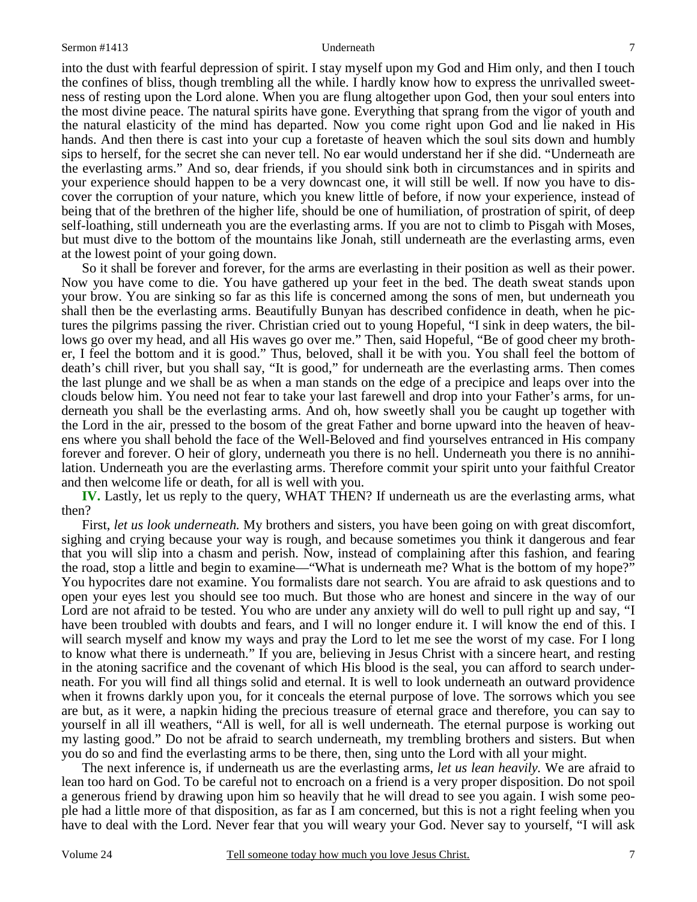into the dust with fearful depression of spirit. I stay myself upon my God and Him only, and then I touch the confines of bliss, though trembling all the while. I hardly know how to express the unrivalled sweetness of resting upon the Lord alone. When you are flung altogether upon God, then your soul enters into the most divine peace. The natural spirits have gone. Everything that sprang from the vigor of youth and the natural elasticity of the mind has departed. Now you come right upon God and lie naked in His hands. And then there is cast into your cup a foretaste of heaven which the soul sits down and humbly sips to herself, for the secret she can never tell. No ear would understand her if she did. "Underneath are the everlasting arms." And so, dear friends, if you should sink both in circumstances and in spirits and your experience should happen to be a very downcast one, it will still be well. If now you have to discover the corruption of your nature, which you knew little of before, if now your experience, instead of being that of the brethren of the higher life, should be one of humiliation, of prostration of spirit, of deep self-loathing, still underneath you are the everlasting arms. If you are not to climb to Pisgah with Moses, but must dive to the bottom of the mountains like Jonah, still underneath are the everlasting arms, even at the lowest point of your going down.

So it shall be forever and forever, for the arms are everlasting in their position as well as their power. Now you have come to die. You have gathered up your feet in the bed. The death sweat stands upon your brow. You are sinking so far as this life is concerned among the sons of men, but underneath you shall then be the everlasting arms. Beautifully Bunyan has described confidence in death, when he pictures the pilgrims passing the river. Christian cried out to young Hopeful, "I sink in deep waters, the billows go over my head, and all His waves go over me." Then, said Hopeful, "Be of good cheer my brother, I feel the bottom and it is good." Thus, beloved, shall it be with you. You shall feel the bottom of death's chill river, but you shall say, "It is good," for underneath are the everlasting arms. Then comes the last plunge and we shall be as when a man stands on the edge of a precipice and leaps over into the clouds below him. You need not fear to take your last farewell and drop into your Father's arms, for underneath you shall be the everlasting arms. And oh, how sweetly shall you be caught up together with the Lord in the air, pressed to the bosom of the great Father and borne upward into the heaven of heavens where you shall behold the face of the Well-Beloved and find yourselves entranced in His company forever and forever. O heir of glory, underneath you there is no hell. Underneath you there is no annihilation. Underneath you are the everlasting arms. Therefore commit your spirit unto your faithful Creator and then welcome life or death, for all is well with you.

**IV.** Lastly, let us reply to the query, WHAT THEN? If underneath us are the everlasting arms, what then?

First, *let us look underneath.* My brothers and sisters, you have been going on with great discomfort, sighing and crying because your way is rough, and because sometimes you think it dangerous and fear that you will slip into a chasm and perish. Now, instead of complaining after this fashion, and fearing the road, stop a little and begin to examine—"What is underneath me? What is the bottom of my hope?" You hypocrites dare not examine. You formalists dare not search. You are afraid to ask questions and to open your eyes lest you should see too much. But those who are honest and sincere in the way of our Lord are not afraid to be tested. You who are under any anxiety will do well to pull right up and say, "I have been troubled with doubts and fears, and I will no longer endure it. I will know the end of this. I will search myself and know my ways and pray the Lord to let me see the worst of my case. For I long to know what there is underneath." If you are, believing in Jesus Christ with a sincere heart, and resting in the atoning sacrifice and the covenant of which His blood is the seal, you can afford to search underneath. For you will find all things solid and eternal. It is well to look underneath an outward providence when it frowns darkly upon you, for it conceals the eternal purpose of love. The sorrows which you see are but, as it were, a napkin hiding the precious treasure of eternal grace and therefore, you can say to yourself in all ill weathers, "All is well, for all is well underneath. The eternal purpose is working out my lasting good." Do not be afraid to search underneath, my trembling brothers and sisters. But when you do so and find the everlasting arms to be there, then, sing unto the Lord with all your might.

The next inference is, if underneath us are the everlasting arms, *let us lean heavily.* We are afraid to lean too hard on God. To be careful not to encroach on a friend is a very proper disposition. Do not spoil a generous friend by drawing upon him so heavily that he will dread to see you again. I wish some people had a little more of that disposition, as far as I am concerned, but this is not a right feeling when you have to deal with the Lord. Never fear that you will weary your God. Never say to yourself, "I will ask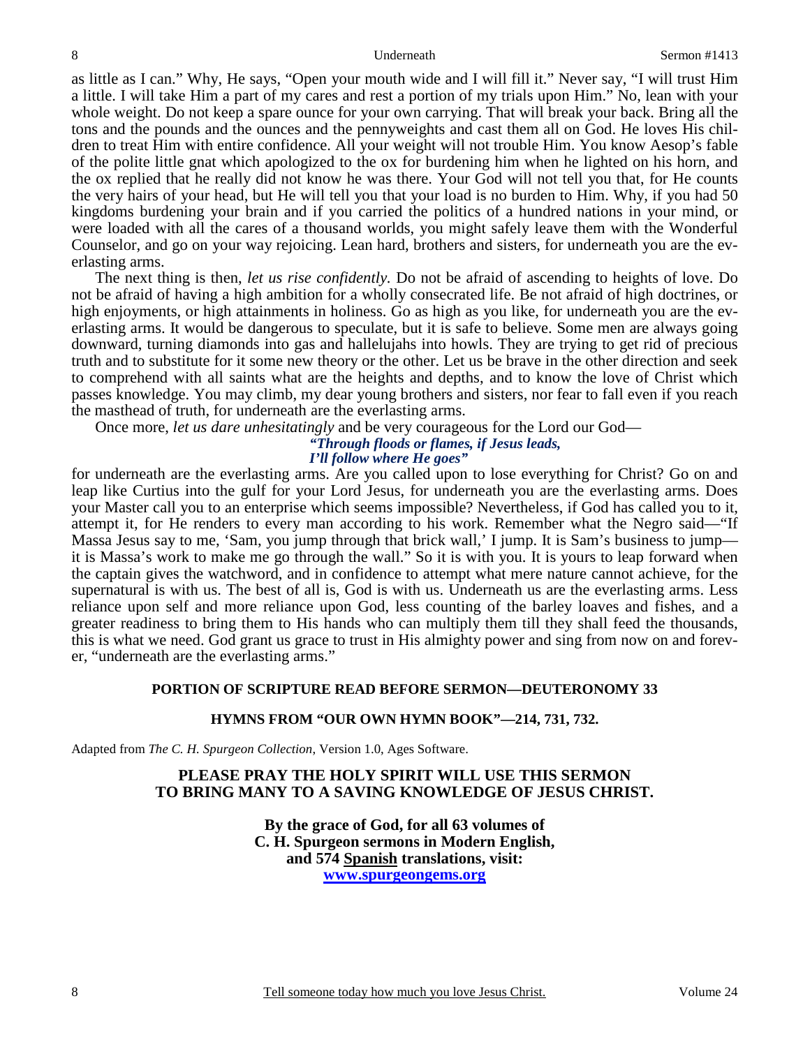as little as I can." Why, He says, "Open your mouth wide and I will fill it." Never say, "I will trust Him a little. I will take Him a part of my cares and rest a portion of my trials upon Him." No, lean with your whole weight. Do not keep a spare ounce for your own carrying. That will break your back. Bring all the tons and the pounds and the ounces and the pennyweights and cast them all on God. He loves His children to treat Him with entire confidence. All your weight will not trouble Him. You know Aesop's fable of the polite little gnat which apologized to the ox for burdening him when he lighted on his horn, and the ox replied that he really did not know he was there. Your God will not tell you that, for He counts the very hairs of your head, but He will tell you that your load is no burden to Him. Why, if you had 50 kingdoms burdening your brain and if you carried the politics of a hundred nations in your mind, or were loaded with all the cares of a thousand worlds, you might safely leave them with the Wonderful Counselor, and go on your way rejoicing. Lean hard, brothers and sisters, for underneath you are the everlasting arms.

The next thing is then, *let us rise confidently*. Do not be afraid of ascending to heights of love. Do not be afraid of having a high ambition for a wholly consecrated life. Be not afraid of high doctrines, or high enjoyments, or high attainments in holiness. Go as high as you like, for underneath you are the everlasting arms. It would be dangerous to speculate, but it is safe to believe. Some men are always going downward, turning diamonds into gas and hallelujahs into howls. They are trying to get rid of precious truth and to substitute for it some new theory or the other. Let us be brave in the other direction and seek to comprehend with all saints what are the heights and depths, and to know the love of Christ which passes knowledge. You may climb, my dear young brothers and sisters, nor fear to fall even if you reach the masthead of truth, for underneath are the everlasting arms.

Once more, *let us dare unhesitatingly* and be very courageous for the Lord our God—

> ***"Through floods or flames, if Jesus leads,***
> ***I'll follow where He goes"***

for underneath are the everlasting arms. Are you called upon to lose everything for Christ? Go on and leap like Curtius into the gulf for your Lord Jesus, for underneath you are the everlasting arms. Does your Master call you to an enterprise which seems impossible? Nevertheless, if God has called you to it, attempt it, for He renders to every man according to his work. Remember what the Negro said—"If Massa Jesus say to me, 'Sam, you jump through that brick wall,' I jump. It is Sam's business to jump—it is Massa's work to make me go through the wall." So it is with you. It is yours to leap forward when the captain gives the watchword, and in confidence to attempt what mere nature cannot achieve, for the supernatural is with us. The best of all is, God is with us. Underneath us are the everlasting arms. Less reliance upon self and more reliance upon God, less counting of the barley loaves and fishes, and a greater readiness to bring them to His hands who can multiply them till they shall feed the thousands, this is what we need. God grant us grace to trust in His almighty power and sing from now on and forever, "underneath are the everlasting arms."

**PORTION OF SCRIPTURE READ BEFORE SERMON—DEUTERONOMY 33**

**HYMNS FROM "OUR OWN HYMN BOOK"—214, 731, 732.**

Adapted from *The C. H. Spurgeon Collection*, Version 1.0, Ages Software.

**PLEASE PRAY THE HOLY SPIRIT WILL USE THIS SERMON TO BRING MANY TO A SAVING KNOWLEDGE OF JESUS CHRIST.**

**By the grace of God, for all 63 volumes of C. H. Spurgeon sermons in Modern English, and 574 Spanish translations, visit: www.spurgeongems.org**